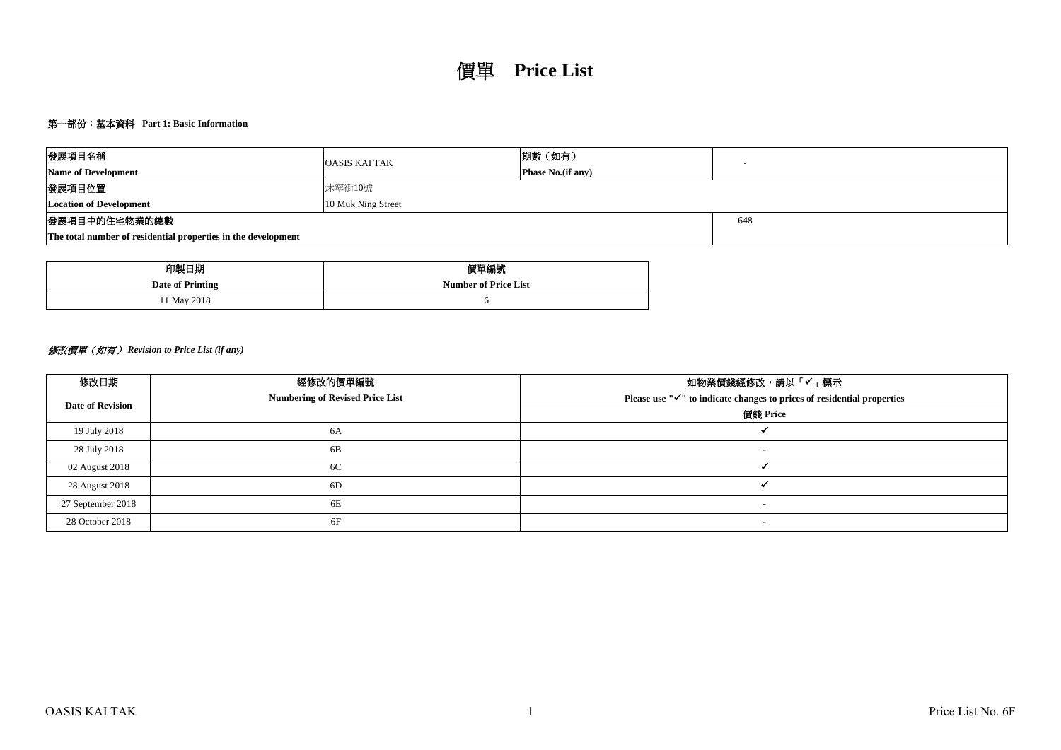# 價單 Price List

## 第一部份：基本資料 Part 1: Basic Information

| | | | |
|---|---|---|---|
| **發展項目名稱** **Name of Development** | OASIS KAI TAK | **期數（如有）** **Phase No.(if any)** | - |
| **發展項目位置** **Location of Development** | 沐寧街10號 10 Muk Ning Street | | |
| **發展項目中的住宅物業的總數** **The total number of residential properties in the development** | | | 648 |

| 印製日期 Date of Printing | 價單編號 Number of Price List |
|---|---|
| 11 May 2018 | 6 |

### *修改價單（如有） Revision to Price List (if any)*

| 修改日期 Date of Revision | 經修改的價單編號 Numbering of Revised Price List | 如物業價錢經修改，請以「✓」標示 Please use "✓" to indicate changes to prices of residential properties |
|---|---|---|
| | | 價錢 Price |
| 19 July 2018 | 6A | ✓ |
| 28 July 2018 | 6B | - |
| 02 August 2018 | 6C | ✓ |
| 28 August 2018 | 6D | ✓ |
| 27 September 2018 | 6E | - |
| 28 October 2018 | 6F | - |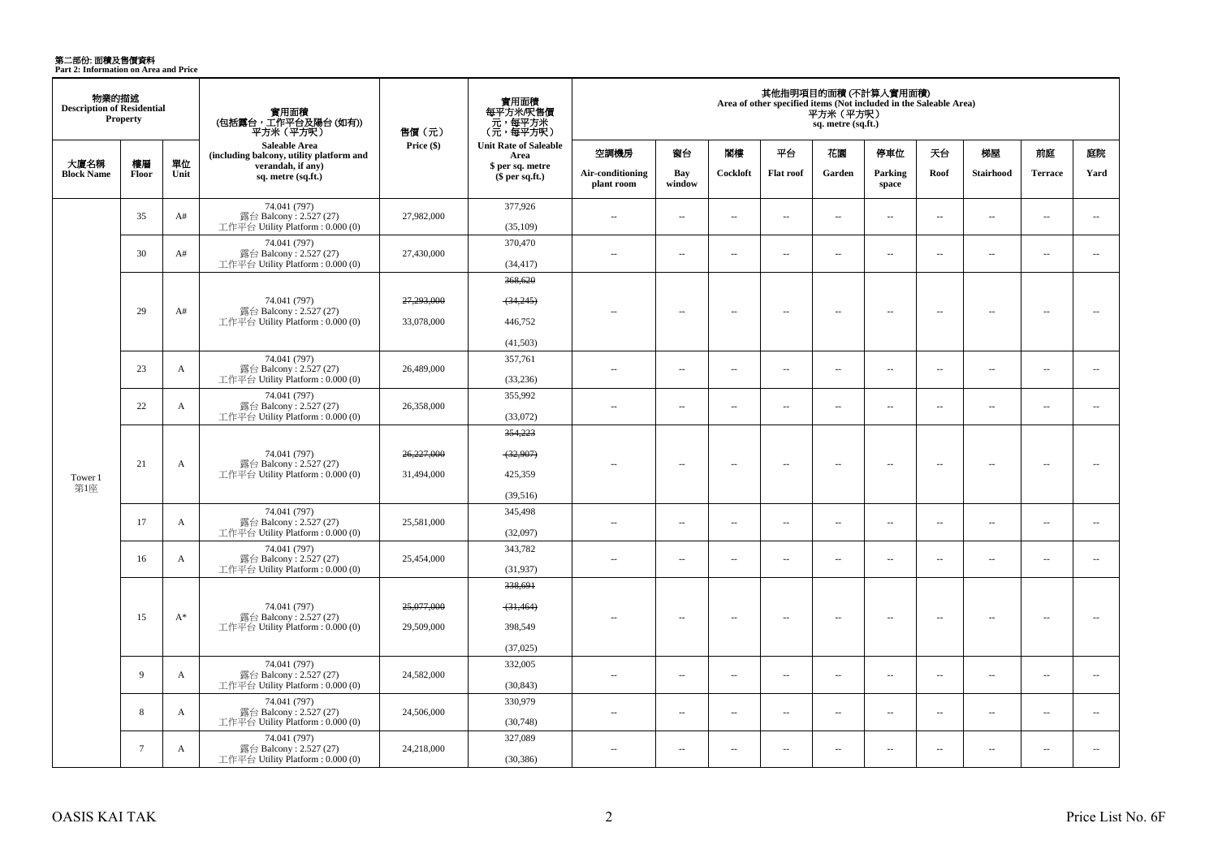# 第二部份: 面積及售價資料
**Part 2: Information on Area and Price**

| 物業的描述 Description of Residential Property | | | 實用面積 (包括露台，工作平台及陽台 (如有)) 平方米（平方呎） Saleable Area (including balcony, utility platform and verandah, if any) sq. metre (sq.ft.) | 售價（元） Price ($) | 實用面積每平方米/呎售價 元，每平方米 (元，每平方呎) Unit Rate of Saleable Area $ per sq. metre ($ per sq.ft.) | 其他指明項目的面積 (不計算入實用面積) Area of other specified items (Not included in the Saleable Area) 平方米（平方呎） sq. metre (sq.ft.) | | | | | | | | | |
|---|---|---|---|---|---|---|---|---|---|---|---|---|---|---|---|
| 大廈名稱 Block Name | 樓層 Floor | 單位 Unit | | | | 空調機房 Air-conditioning plant room | 窗台 Bay window | 閣樓 Cockloft | 平台 Flat roof | 花園 Garden | 停車位 Parking space | 天台 Roof | 梯屋 Stairhood | 前庭 Terrace | 庭院 Yard |
| Tower 1 第1座 | 35 | A# | 74.041 (797) 露台 Balcony : 2.527 (27) 工作平台 Utility Platform : 0.000 (0) | 27,982,000 | 377,926 (35,109) | -- | -- | -- | -- | -- | -- | -- | -- | -- | -- |
| | 30 | A# | 74.041 (797) 露台 Balcony : 2.527 (27) 工作平台 Utility Platform : 0.000 (0) | 27,430,000 | 370,470 (34,417) | -- | -- | -- | -- | -- | -- | -- | -- | -- | -- |
| | 29 | A# | 74.041 (797) 露台 Balcony : 2.527 (27) 工作平台 Utility Platform : 0.000 (0) | ~~27,293,000~~ 33,078,000 | ~~368,620~~ ~~(34,245)~~ 446,752 (41,503) | -- | -- | -- | -- | -- | -- | -- | -- | -- | -- |
| | 23 | A | 74.041 (797) 露台 Balcony : 2.527 (27) 工作平台 Utility Platform : 0.000 (0) | 26,489,000 | 357,761 (33,236) | -- | -- | -- | -- | -- | -- | -- | -- | -- | -- |
| | 22 | A | 74.041 (797) 露台 Balcony : 2.527 (27) 工作平台 Utility Platform : 0.000 (0) | 26,358,000 | 355,992 (33,072) | -- | -- | -- | -- | -- | -- | -- | -- | -- | -- |
| | 21 | A | 74.041 (797) 露台 Balcony : 2.527 (27) 工作平台 Utility Platform : 0.000 (0) | ~~26,227,000~~ 31,494,000 | ~~354,223~~ ~~(32,907)~~ 425,359 (39,516) | -- | -- | -- | -- | -- | -- | -- | -- | -- | -- |
| | 17 | A | 74.041 (797) 露台 Balcony : 2.527 (27) 工作平台 Utility Platform : 0.000 (0) | 25,581,000 | 345,498 (32,097) | -- | -- | -- | -- | -- | -- | -- | -- | -- | -- |
| | 16 | A | 74.041 (797) 露台 Balcony : 2.527 (27) 工作平台 Utility Platform : 0.000 (0) | 25,454,000 | 343,782 (31,937) | -- | -- | -- | -- | -- | -- | -- | -- | -- | -- |
| | 15 | A* | 74.041 (797) 露台 Balcony : 2.527 (27) 工作平台 Utility Platform : 0.000 (0) | ~~25,077,000~~ 29,509,000 | ~~338,691~~ ~~(31,464)~~ 398,549 (37,025) | -- | -- | -- | -- | -- | -- | -- | -- | -- | -- |
| | 9 | A | 74.041 (797) 露台 Balcony : 2.527 (27) 工作平台 Utility Platform : 0.000 (0) | 24,582,000 | 332,005 (30,843) | -- | -- | -- | -- | -- | -- | -- | -- | -- | -- |
| | 8 | A | 74.041 (797) 露台 Balcony : 2.527 (27) 工作平台 Utility Platform : 0.000 (0) | 24,506,000 | 330,979 (30,748) | -- | -- | -- | -- | -- | -- | -- | -- | -- | -- |
| | 7 | A | 74.041 (797) 露台 Balcony : 2.527 (27) 工作平台 Utility Platform : 0.000 (0) | 24,218,000 | 327,089 (30,386) | -- | -- | -- | -- | -- | -- | -- | -- | -- | -- |

OASIS KAI TAK

Price List No. 6F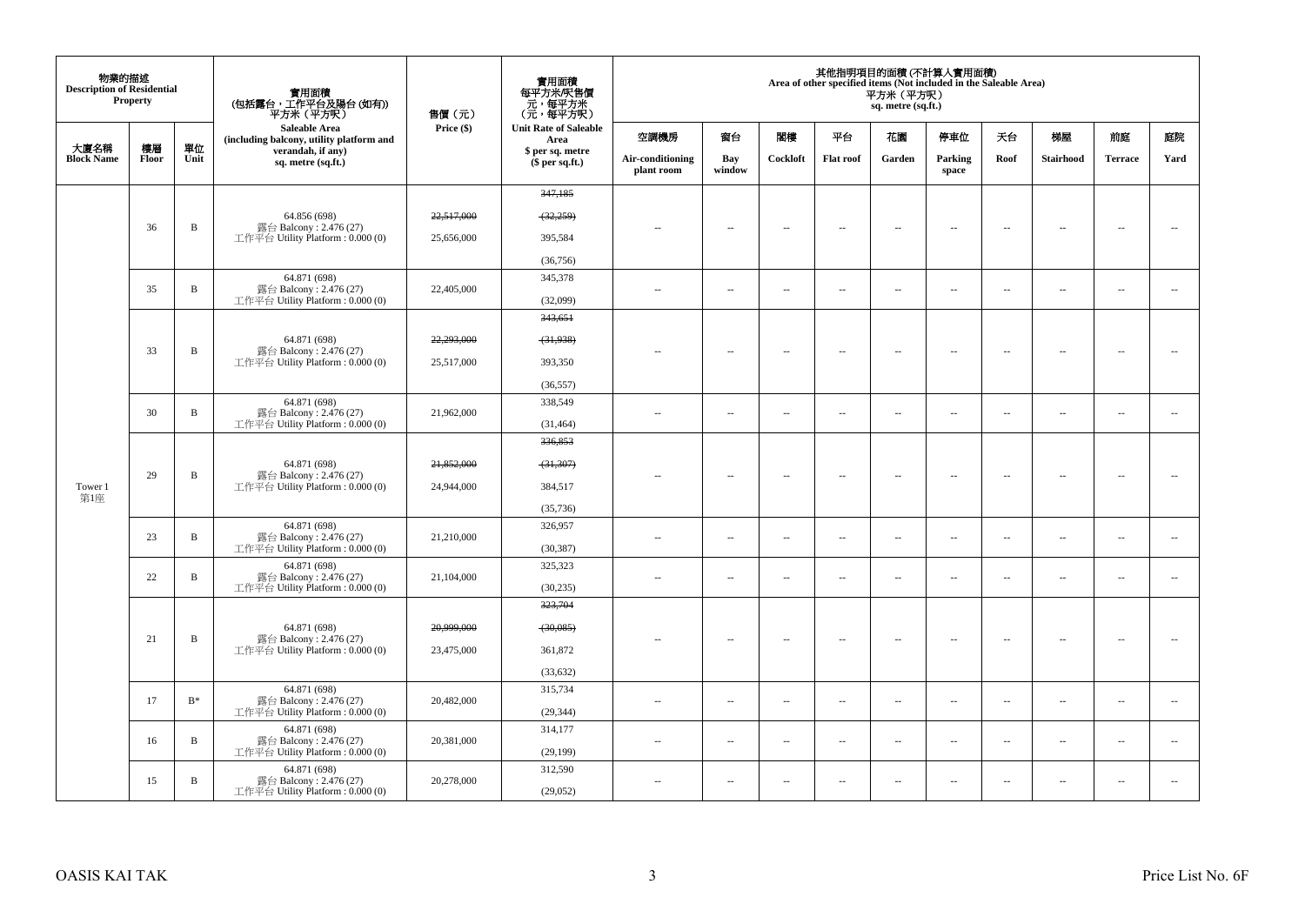| 物業的描述 Description of Residential Property | | | 實用面積 (包括露台，工作平台及陽台 (如有)) 平方米（平方呎） Saleable Area (including balcony, utility platform and verandah, if any) sq. metre (sq.ft.) | 售價（元） Price ($) | 實用面積 每平方米/呎售價 元，每平方米 (元，每平方呎) Unit Rate of Saleable Area $ per sq. metre ($ per sq.ft.) | 其他指明項目的面積 (不計算入實用面積) Area of other specified items (Not included in the Saleable Area) 平方米（平方呎） sq. metre (sq.ft.) | | | | | | | | | |
|---|---|---|---|---|---|---|---|---|---|---|---|---|---|---|---|
| 大廈名稱 Block Name | 樓層 Floor | 單位 Unit | | | | 空調機房 Air-conditioning plant room | 窗台 Bay window | 閣樓 Cockloft | 平台 Flat roof | 花園 Garden | 停車位 Parking space | 天台 Roof | 梯屋 Stairhood | 前庭 Terrace | 庭院 Yard |
| Tower 1 第1座 | 36 | B | 64.856 (698) 露台 Balcony : 2.476 (27) 工作平台 Utility Platform : 0.000 (0) | ~~22,517,000~~ 25,656,000 | ~~347,185~~ ~~(32,259)~~ 395,584 (36,756) | -- | -- | -- | -- | -- | -- | -- | -- | -- | -- |
| | 35 | B | 64.871 (698) 露台 Balcony : 2.476 (27) 工作平台 Utility Platform : 0.000 (0) | 22,405,000 | 345,378 (32,099) | -- | -- | -- | -- | -- | -- | -- | -- | -- | -- |
| | 33 | B | 64.871 (698) 露台 Balcony : 2.476 (27) 工作平台 Utility Platform : 0.000 (0) | ~~22,293,000~~ 25,517,000 | ~~343,651~~ ~~(31,938)~~ 393,350 (36,557) | -- | -- | -- | -- | -- | -- | -- | -- | -- | -- |
| | 30 | B | 64.871 (698) 露台 Balcony : 2.476 (27) 工作平台 Utility Platform : 0.000 (0) | 21,962,000 | 338,549 (31,464) | -- | -- | -- | -- | -- | -- | -- | -- | -- | -- |
| | 29 | B | 64.871 (698) 露台 Balcony : 2.476 (27) 工作平台 Utility Platform : 0.000 (0) | ~~21,852,000~~ 24,944,000 | ~~336,853~~ ~~(31,307)~~ 384,517 (35,736) | -- | -- | -- | -- | -- | -- | -- | -- | -- | -- |
| | 23 | B | 64.871 (698) 露台 Balcony : 2.476 (27) 工作平台 Utility Platform : 0.000 (0) | 21,210,000 | 326,957 (30,387) | -- | -- | -- | -- | -- | -- | -- | -- | -- | -- |
| | 22 | B | 64.871 (698) 露台 Balcony : 2.476 (27) 工作平台 Utility Platform : 0.000 (0) | 21,104,000 | 325,323 (30,235) | -- | -- | -- | -- | -- | -- | -- | -- | -- | -- |
| | 21 | B | 64.871 (698) 露台 Balcony : 2.476 (27) 工作平台 Utility Platform : 0.000 (0) | ~~20,999,000~~ 23,475,000 | ~~323,704~~ ~~(30,085)~~ 361,872 (33,632) | -- | -- | -- | -- | -- | -- | -- | -- | -- | -- |
| | 17 | B* | 64.871 (698) 露台 Balcony : 2.476 (27) 工作平台 Utility Platform : 0.000 (0) | 20,482,000 | 315,734 (29,344) | -- | -- | -- | -- | -- | -- | -- | -- | -- | -- |
| | 16 | B | 64.871 (698) 露台 Balcony : 2.476 (27) 工作平台 Utility Platform : 0.000 (0) | 20,381,000 | 314,177 (29,199) | -- | -- | -- | -- | -- | -- | -- | -- | -- | -- |
| | 15 | B | 64.871 (698) 露台 Balcony : 2.476 (27) 工作平台 Utility Platform : 0.000 (0) | 20,278,000 | 312,590 (29,052) | -- | -- | -- | -- | -- | -- | -- | -- | -- | -- |

OASIS KAI TAK

Price List No. 6F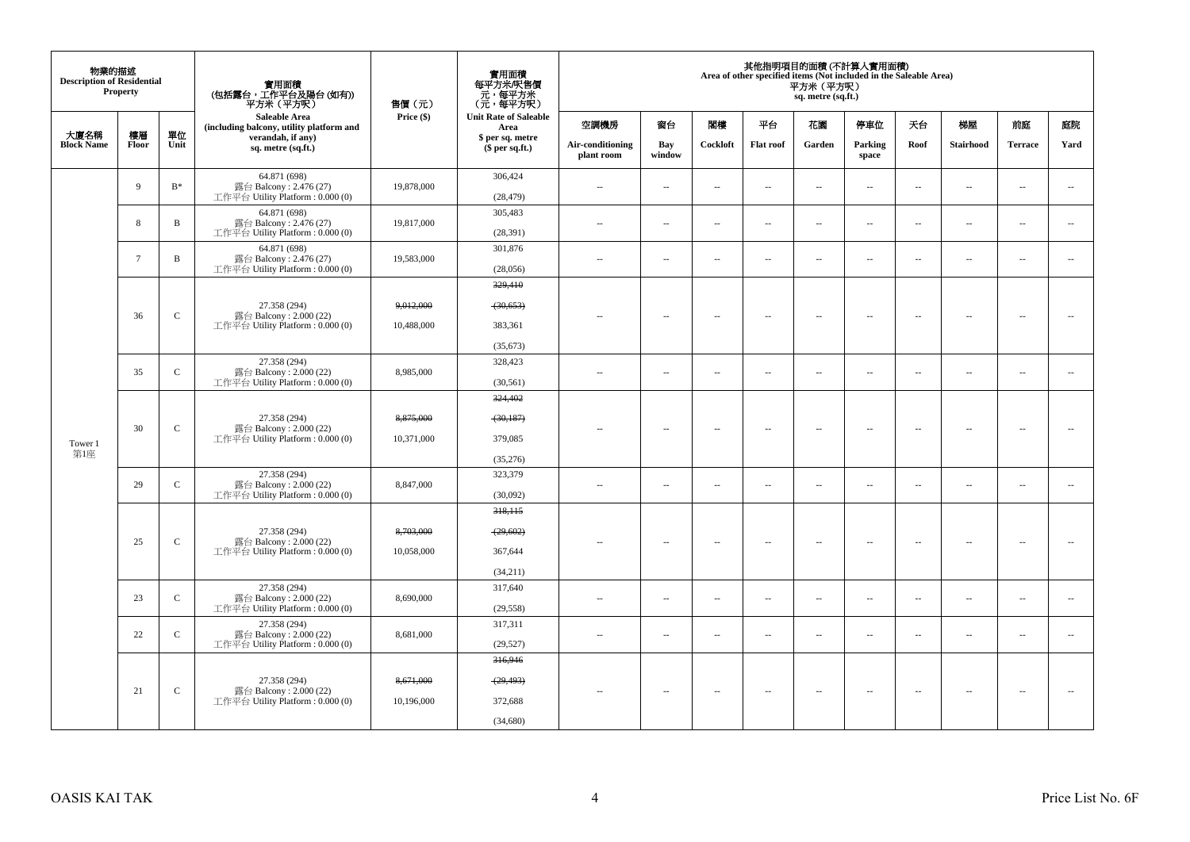| 物業的描述 Description of Residential Property | | | 實用面積 (包括露台，工作平台及陽台 (如有)) 平方米（平方呎） Saleable Area (including balcony, utility platform and verandah, if any) sq. metre (sq.ft.) | 售價（元） Price ($) | 實用面積 每平方米/呎售價 元，每平方米 (元，每平方呎) Unit Rate of Saleable Area $ per sq. metre ($ per sq.ft.) | 其他指明項目的面積 (不計算入實用面積) Area of other specified items (Not included in the Saleable Area) 平方米（平方呎） sq. metre (sq.ft.) | | | | | | | | | |
|---|---|---|---|---|---|---|---|---|---|---|---|---|---|---|---|
| 大廈名稱 Block Name | 樓層 Floor | 單位 Unit | | | | 空調機房 Air-conditioning plant room | 窗台 Bay window | 閣樓 Cockloft | 平台 Flat roof | 花園 Garden | 停車位 Parking space | 天台 Roof | 梯屋 Stairhood | 前庭 Terrace | 庭院 Yard |
| Tower 1 第1座 | 9 | B* | 64.871 (698) 露台 Balcony : 2.476 (27) 工作平台 Utility Platform : 0.000 (0) | 19,878,000 | 306,424 (28,479) | -- | -- | -- | -- | -- | -- | -- | -- | -- | -- |
| | 8 | B | 64.871 (698) 露台 Balcony : 2.476 (27) 工作平台 Utility Platform : 0.000 (0) | 19,817,000 | 305,483 (28,391) | -- | -- | -- | -- | -- | -- | -- | -- | -- | -- |
| | 7 | B | 64.871 (698) 露台 Balcony : 2.476 (27) 工作平台 Utility Platform : 0.000 (0) | 19,583,000 | 301,876 (28,056) | -- | -- | -- | -- | -- | -- | -- | -- | -- | -- |
| | 36 | C | 27.358 (294) 露台 Balcony : 2.000 (22) 工作平台 Utility Platform : 0.000 (0) | ~~9,012,000~~ 10,488,000 | ~~329,410~~ ~~(30,653)~~ 383,361 (35,673) | -- | -- | -- | -- | -- | -- | -- | -- | -- | -- |
| | 35 | C | 27.358 (294) 露台 Balcony : 2.000 (22) 工作平台 Utility Platform : 0.000 (0) | 8,985,000 | 328,423 (30,561) | -- | -- | -- | -- | -- | -- | -- | -- | -- | -- |
| | 30 | C | 27.358 (294) 露台 Balcony : 2.000 (22) 工作平台 Utility Platform : 0.000 (0) | ~~8,875,000~~ 10,371,000 | ~~324,402~~ ~~(30,187)~~ 379,085 (35,276) | -- | -- | -- | -- | -- | -- | -- | -- | -- | -- |
| | 29 | C | 27.358 (294) 露台 Balcony : 2.000 (22) 工作平台 Utility Platform : 0.000 (0) | 8,847,000 | 323,379 (30,092) | -- | -- | -- | -- | -- | -- | -- | -- | -- | -- |
| | 25 | C | 27.358 (294) 露台 Balcony : 2.000 (22) 工作平台 Utility Platform : 0.000 (0) | ~~8,703,000~~ 10,058,000 | ~~318,115~~ ~~(29,602)~~ 367,644 (34,211) | -- | -- | -- | -- | -- | -- | -- | -- | -- | -- |
| | 23 | C | 27.358 (294) 露台 Balcony : 2.000 (22) 工作平台 Utility Platform : 0.000 (0) | 8,690,000 | 317,640 (29,558) | -- | -- | -- | -- | -- | -- | -- | -- | -- | -- |
| | 22 | C | 27.358 (294) 露台 Balcony : 2.000 (22) 工作平台 Utility Platform : 0.000 (0) | 8,681,000 | 317,311 (29,527) | -- | -- | -- | -- | -- | -- | -- | -- | -- | -- |
| | 21 | C | 27.358 (294) 露台 Balcony : 2.000 (22) 工作平台 Utility Platform : 0.000 (0) | ~~8,671,000~~ 10,196,000 | ~~316,946~~ ~~(29,493)~~ 372,688 (34,680) | -- | -- | -- | -- | -- | -- | -- | -- | -- | -- |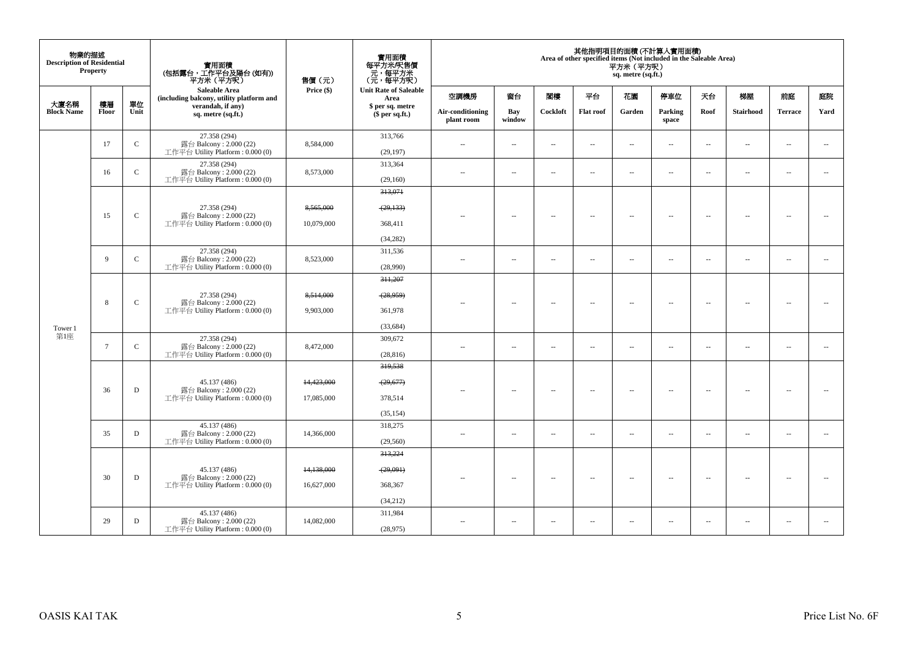| 物業的描述 Description of Residential Property | | | 實用面積 (包括露台，工作平台及陽台 (如有)) 平方米（平方呎） Saleable Area (including balcony, utility platform and verandah, if any) sq. metre (sq.ft.) | 售價（元） Price ($) | 實用面積 每平方米/呎售價 元，每平方米 (元，每平方呎) Unit Rate of Saleable Area $ per sq. metre ($ per sq.ft.) | 其他指明項目的面積 (不計算入實用面積) Area of other specified items (Not included in the Saleable Area) 平方米（平方呎） sq. metre (sq.ft.) | | | | | | | | | |
|---|---|---|---|---|---|---|---|---|---|---|---|---|---|---|---|
| 大廈名稱 Block Name | 樓層 Floor | 單位 Unit | | | | 空調機房 Air-conditioning plant room | 窗台 Bay window | 閣樓 Cockloft | 平台 Flat roof | 花園 Garden | 停車位 Parking space | 天台 Roof | 梯屋 Stairhood | 前庭 Terrace | 庭院 Yard |
| Tower 1 第1座 | 17 | C | 27.358 (294) 露台 Balcony : 2.000 (22) 工作平台 Utility Platform : 0.000 (0) | 8,584,000 | 313,766 (29,197) | -- | -- | -- | -- | -- | -- | -- | -- | -- | -- |
| | 16 | C | 27.358 (294) 露台 Balcony : 2.000 (22) 工作平台 Utility Platform : 0.000 (0) | 8,573,000 | 313,364 (29,160) | -- | -- | -- | -- | -- | -- | -- | -- | -- | -- |
| | 15 | C | 27.358 (294) 露台 Balcony : 2.000 (22) 工作平台 Utility Platform : 0.000 (0) | ~~8,565,000~~ 10,079,000 | ~~313,071~~ ~~(29,133)~~ 368,411 (34,282) | -- | -- | -- | -- | -- | -- | -- | -- | -- | -- |
| | 9 | C | 27.358 (294) 露台 Balcony : 2.000 (22) 工作平台 Utility Platform : 0.000 (0) | 8,523,000 | 311,536 (28,990) | -- | -- | -- | -- | -- | -- | -- | -- | -- | -- |
| | 8 | C | 27.358 (294) 露台 Balcony : 2.000 (22) 工作平台 Utility Platform : 0.000 (0) | ~~8,514,000~~ 9,903,000 | ~~311,207~~ ~~(28,959)~~ 361,978 (33,684) | -- | -- | -- | -- | -- | -- | -- | -- | -- | -- |
| | 7 | C | 27.358 (294) 露台 Balcony : 2.000 (22) 工作平台 Utility Platform : 0.000 (0) | 8,472,000 | 309,672 (28,816) | -- | -- | -- | -- | -- | -- | -- | -- | -- | -- |
| | 36 | D | 45.137 (486) 露台 Balcony : 2.000 (22) 工作平台 Utility Platform : 0.000 (0) | ~~14,423,000~~ 17,085,000 | ~~319,538~~ ~~(29,677)~~ 378,514 (35,154) | -- | -- | -- | -- | -- | -- | -- | -- | -- | -- |
| | 35 | D | 45.137 (486) 露台 Balcony : 2.000 (22) 工作平台 Utility Platform : 0.000 (0) | 14,366,000 | 318,275 (29,560) | -- | -- | -- | -- | -- | -- | -- | -- | -- | -- |
| | 30 | D | 45.137 (486) 露台 Balcony : 2.000 (22) 工作平台 Utility Platform : 0.000 (0) | ~~14,138,000~~ 16,627,000 | ~~313,224~~ ~~(29,091)~~ 368,367 (34,212) | -- | -- | -- | -- | -- | -- | -- | -- | -- | -- |
| | 29 | D | 45.137 (486) 露台 Balcony : 2.000 (22) 工作平台 Utility Platform : 0.000 (0) | 14,082,000 | 311,984 (28,975) | -- | -- | -- | -- | -- | -- | -- | -- | -- | -- |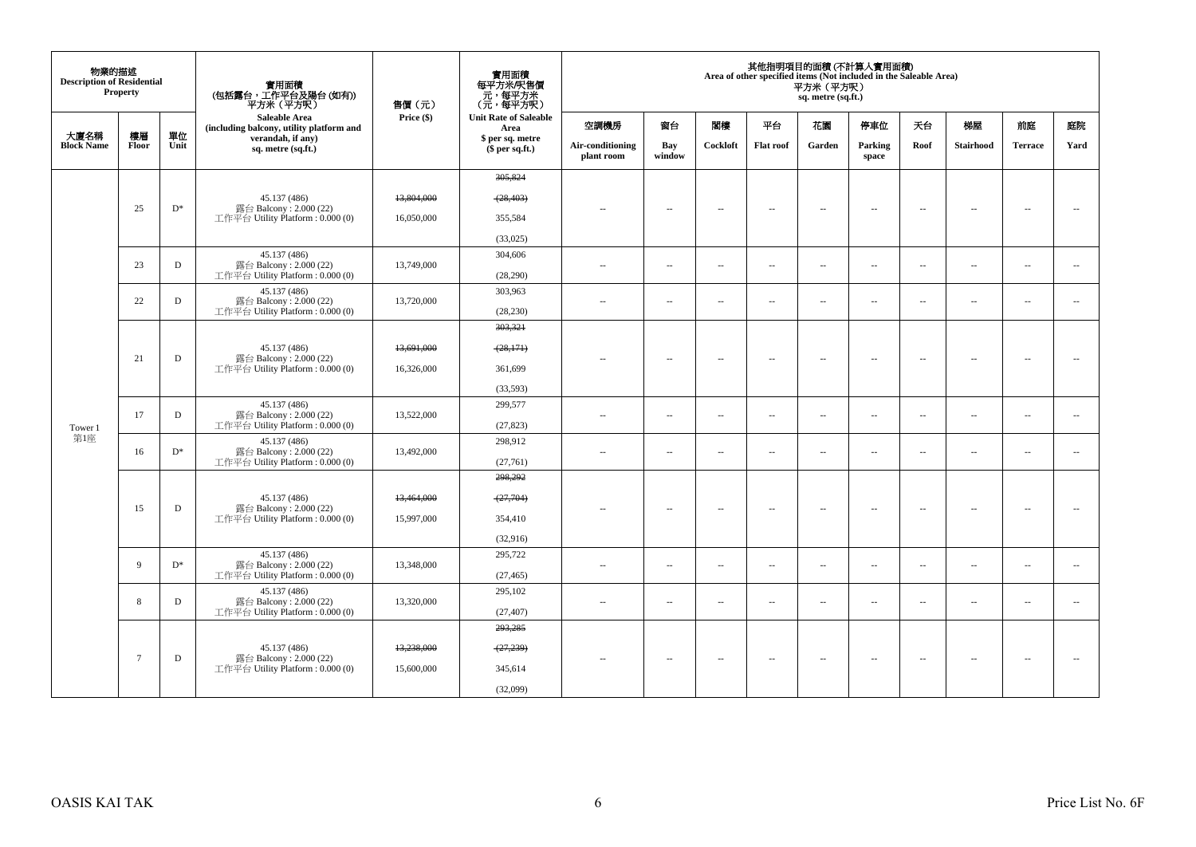| 物業的描述 Description of Residential Property | | | 實用面積 (包括露台，工作平台及陽台 (如有)) 平方米（平方呎） | 售價（元） | 實用面積 每平方米/呎售價 元，每平方米 （元，每平方呎） | 其他指明項目的面積 (不計算入實用面積) Area of other specified items (Not included in the Saleable Area) 平方米（平方呎） sq. metre (sq.ft.) | | | | | | | | | |
|---|---|---|---|---|---|---|---|---|---|---|---|---|---|---|---|
| 大廈名稱 Block Name | 樓層 Floor | 單位 Unit | Saleable Area (including balcony, utility platform and verandah, if any) sq. metre (sq.ft.) | Price ($) | Unit Rate of Saleable Area $ per sq. metre ($ per sq.ft.) | 空調機房 Air-conditioning plant room | 窗台 Bay window | 閣樓 Cockloft | 平台 Flat roof | 花園 Garden | 停車位 Parking space | 天台 Roof | 梯屋 Stairhood | 前庭 Terrace | 庭院 Yard |
| Tower 1 第1座 | 25 | D* | 45.137 (486) 露台 Balcony : 2.000 (22) 工作平台 Utility Platform : 0.000 (0) | ~~13,804,000~~ 16,050,000 | ~~305,824~~ ~~(28,403)~~ 355,584 (33,025) | -- | -- | -- | -- | -- | -- | -- | -- | -- | -- |
| | 23 | D | 45.137 (486) 露台 Balcony : 2.000 (22) 工作平台 Utility Platform : 0.000 (0) | 13,749,000 | 304,606 (28,290) | -- | -- | -- | -- | -- | -- | -- | -- | -- | -- |
| | 22 | D | 45.137 (486) 露台 Balcony : 2.000 (22) 工作平台 Utility Platform : 0.000 (0) | 13,720,000 | 303,963 (28,230) | -- | -- | -- | -- | -- | -- | -- | -- | -- | -- |
| | 21 | D | 45.137 (486) 露台 Balcony : 2.000 (22) 工作平台 Utility Platform : 0.000 (0) | ~~13,691,000~~ 16,326,000 | ~~303,321~~ ~~(28,171)~~ 361,699 (33,593) | -- | -- | -- | -- | -- | -- | -- | -- | -- | -- |
| | 17 | D | 45.137 (486) 露台 Balcony : 2.000 (22) 工作平台 Utility Platform : 0.000 (0) | 13,522,000 | 299,577 (27,823) | -- | -- | -- | -- | -- | -- | -- | -- | -- | -- |
| | 16 | D* | 45.137 (486) 露台 Balcony : 2.000 (22) 工作平台 Utility Platform : 0.000 (0) | 13,492,000 | 298,912 (27,761) | -- | -- | -- | -- | -- | -- | -- | -- | -- | -- |
| | 15 | D | 45.137 (486) 露台 Balcony : 2.000 (22) 工作平台 Utility Platform : 0.000 (0) | ~~13,464,000~~ 15,997,000 | ~~298,292~~ ~~(27,704)~~ 354,410 (32,916) | -- | -- | -- | -- | -- | -- | -- | -- | -- | -- |
| | 9 | D* | 45.137 (486) 露台 Balcony : 2.000 (22) 工作平台 Utility Platform : 0.000 (0) | 13,348,000 | 295,722 (27,465) | -- | -- | -- | -- | -- | -- | -- | -- | -- | -- |
| | 8 | D | 45.137 (486) 露台 Balcony : 2.000 (22) 工作平台 Utility Platform : 0.000 (0) | 13,320,000 | 295,102 (27,407) | -- | -- | -- | -- | -- | -- | -- | -- | -- | -- |
| | 7 | D | 45.137 (486) 露台 Balcony : 2.000 (22) 工作平台 Utility Platform : 0.000 (0) | ~~13,238,000~~ 15,600,000 | ~~293,285~~ ~~(27,239)~~ 345,614 (32,099) | -- | -- | -- | -- | -- | -- | -- | -- | -- | -- |

OASIS KAI TAK

Price List No. 6F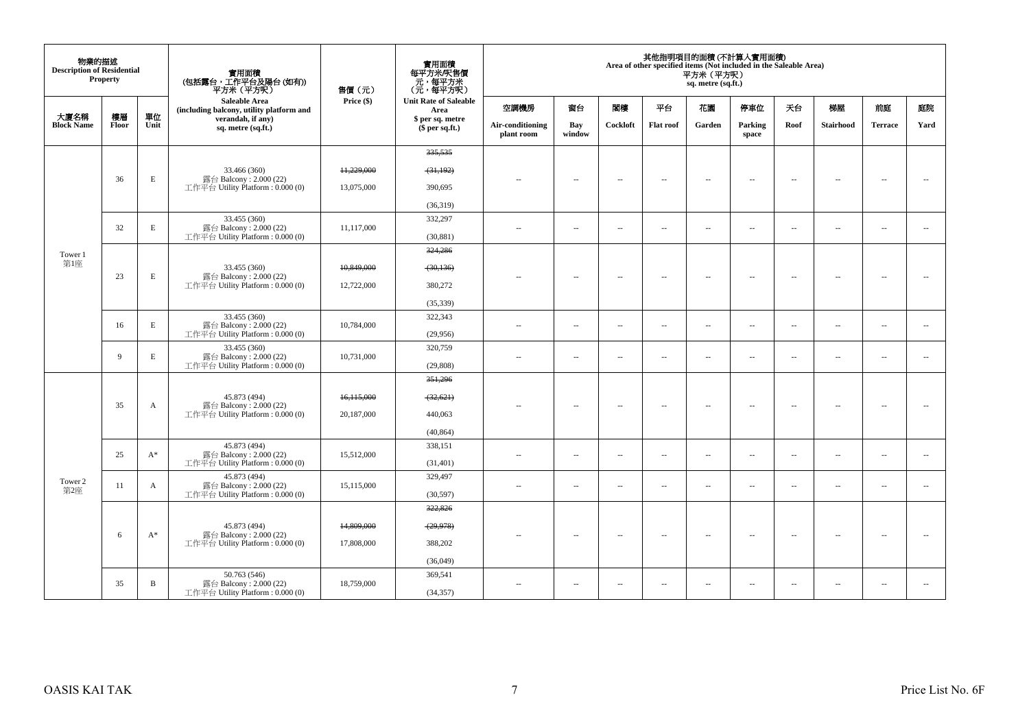| 物業的描述 Description of Residential Property | | | 實用面積 (包括露台，工作平台及陽台 (如有)) 平方米（平方呎） Saleable Area (including balcony, utility platform and verandah, if any) sq. metre (sq.ft.) | 售價（元） Price ($) | 實用面積 每平方米/呎售價 元，每平方米 (元，每平方呎) Unit Rate of Saleable Area $ per sq. metre ($ per sq.ft.) | 其他指明項目的面積 (不計算入實用面積) Area of other specified items (Not included in the Saleable Area) 平方米（平方呎） sq. metre (sq.ft.) | | | | | | | | | |
|---|---|---|---|---|---|---|---|---|---|---|---|---|---|---|---|
| 大廈名稱 Block Name | 樓層 Floor | 單位 Unit | | | | 空調機房 Air-conditioning plant room | 窗台 Bay window | 閣樓 Cockloft | 平台 Flat roof | 花園 Garden | 停車位 Parking space | 天台 Roof | 梯屋 Stairhood | 前庭 Terrace | 庭院 Yard |
| Tower 1 第1座 | 36 | E | 33.466 (360) 露台 Balcony : 2.000 (22) 工作平台 Utility Platform : 0.000 (0) | ~~11,229,000~~ 13,075,000 | ~~335,535~~ ~~(31,192)~~ 390,695 (36,319) | -- | -- | -- | -- | -- | -- | -- | -- | -- | -- |
| | 32 | E | 33.455 (360) 露台 Balcony : 2.000 (22) 工作平台 Utility Platform : 0.000 (0) | 11,117,000 | 332,297 (30,881) | -- | -- | -- | -- | -- | -- | -- | -- | -- | -- |
| | 23 | E | 33.455 (360) 露台 Balcony : 2.000 (22) 工作平台 Utility Platform : 0.000 (0) | ~~10,849,000~~ 12,722,000 | ~~324,286~~ ~~(30,136)~~ 380,272 (35,339) | -- | -- | -- | -- | -- | -- | -- | -- | -- | -- |
| | 16 | E | 33.455 (360) 露台 Balcony : 2.000 (22) 工作平台 Utility Platform : 0.000 (0) | 10,784,000 | 322,343 (29,956) | -- | -- | -- | -- | -- | -- | -- | -- | -- | -- |
| | 9 | E | 33.455 (360) 露台 Balcony : 2.000 (22) 工作平台 Utility Platform : 0.000 (0) | 10,731,000 | 320,759 (29,808) | -- | -- | -- | -- | -- | -- | -- | -- | -- | -- |
| Tower 2 第2座 | 35 | A | 45.873 (494) 露台 Balcony : 2.000 (22) 工作平台 Utility Platform : 0.000 (0) | ~~16,115,000~~ 20,187,000 | ~~351,296~~ ~~(32,621)~~ 440,063 (40,864) | -- | -- | -- | -- | -- | -- | -- | -- | -- | -- |
| | 25 | A* | 45.873 (494) 露台 Balcony : 2.000 (22) 工作平台 Utility Platform : 0.000 (0) | 15,512,000 | 338,151 (31,401) | -- | -- | -- | -- | -- | -- | -- | -- | -- | -- |
| | 11 | A | 45.873 (494) 露台 Balcony : 2.000 (22) 工作平台 Utility Platform : 0.000 (0) | 15,115,000 | 329,497 (30,597) | -- | -- | -- | -- | -- | -- | -- | -- | -- | -- |
| | 6 | A* | 45.873 (494) 露台 Balcony : 2.000 (22) 工作平台 Utility Platform : 0.000 (0) | ~~14,809,000~~ 17,808,000 | ~~322,826~~ ~~(29,978)~~ 388,202 (36,049) | -- | -- | -- | -- | -- | -- | -- | -- | -- | -- |
| | 35 | B | 50.763 (546) 露台 Balcony : 2.000 (22) 工作平台 Utility Platform : 0.000 (0) | 18,759,000 | 369,541 (34,357) | -- | -- | -- | -- | -- | -- | -- | -- | -- | -- |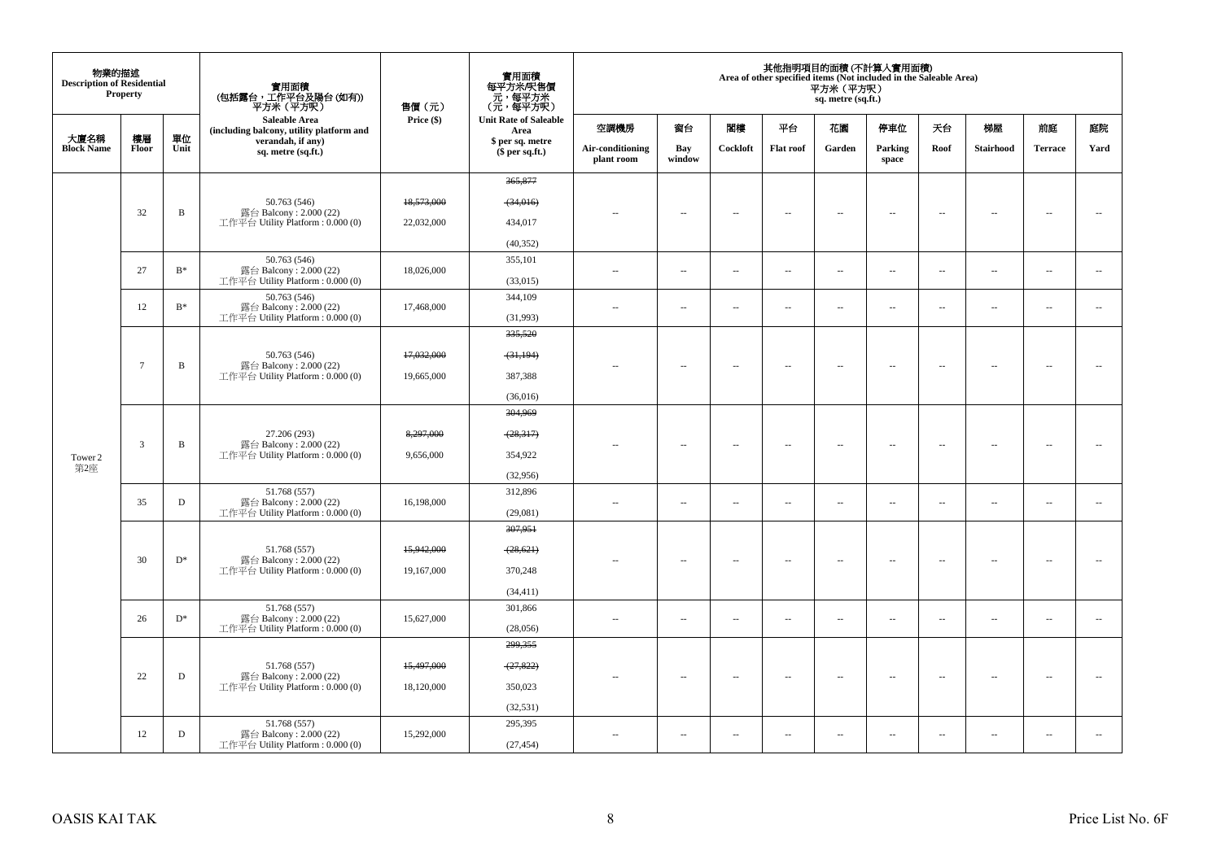| 物業的描述 Description of Residential Property | | | 實用面積 (包括露台，工作平台及陽台 (如有)) 平方米（平方呎） Saleable Area (including balcony, utility platform and verandah, if any) sq. metre (sq.ft.) | 售價（元） Price ($) | 實用面積 每平方米/呎售價 元，每平方米 (元，每平方呎) Unit Rate of Saleable Area $ per sq. metre ($ per sq.ft.) | 其他指明項目的面積 (不計算入實用面積) Area of other specified items (Not included in the Saleable Area) 平方米（平方呎） sq. metre (sq.ft.) | | | | | | | | | |
|---|---|---|---|---|---|---|---|---|---|---|---|---|---|---|---|
| 大廈名稱 Block Name | 樓層 Floor | 單位 Unit | | | | 空調機房 Air-conditioning plant room | 窗台 Bay window | 閣樓 Cockloft | 平台 Flat roof | 花園 Garden | 停車位 Parking space | 天台 Roof | 梯屋 Stairhood | 前庭 Terrace | 庭院 Yard |
| Tower 2 第2座 | 32 | B | 50.763 (546) 露台 Balcony : 2.000 (22) 工作平台 Utility Platform : 0.000 (0) | ~~18,573,000~~ 22,032,000 | ~~365,877~~ ~~(34,016)~~ 434,017 (40,352) | -- | -- | -- | -- | -- | -- | -- | -- | -- | -- |
| | 27 | B* | 50.763 (546) 露台 Balcony : 2.000 (22) 工作平台 Utility Platform : 0.000 (0) | 18,026,000 | 355,101 (33,015) | -- | -- | -- | -- | -- | -- | -- | -- | -- | -- |
| | 12 | B* | 50.763 (546) 露台 Balcony : 2.000 (22) 工作平台 Utility Platform : 0.000 (0) | 17,468,000 | 344,109 (31,993) | -- | -- | -- | -- | -- | -- | -- | -- | -- | -- |
| | 7 | B | 50.763 (546) 露台 Balcony : 2.000 (22) 工作平台 Utility Platform : 0.000 (0) | ~~17,032,000~~ 19,665,000 | ~~335,520~~ ~~(31,194)~~ 387,388 (36,016) | -- | -- | -- | -- | -- | -- | -- | -- | -- | -- |
| | 3 | B | 27.206 (293) 露台 Balcony : 2.000 (22) 工作平台 Utility Platform : 0.000 (0) | ~~8,297,000~~ 9,656,000 | ~~304,969~~ ~~(28,317)~~ 354,922 (32,956) | -- | -- | -- | -- | -- | -- | -- | -- | -- | -- |
| | 35 | D | 51.768 (557) 露台 Balcony : 2.000 (22) 工作平台 Utility Platform : 0.000 (0) | 16,198,000 | 312,896 (29,081) | -- | -- | -- | -- | -- | -- | -- | -- | -- | -- |
| | 30 | D* | 51.768 (557) 露台 Balcony : 2.000 (22) 工作平台 Utility Platform : 0.000 (0) | ~~15,942,000~~ 19,167,000 | ~~307,951~~ ~~(28,621)~~ 370,248 (34,411) | -- | -- | -- | -- | -- | -- | -- | -- | -- | -- |
| | 26 | D* | 51.768 (557) 露台 Balcony : 2.000 (22) 工作平台 Utility Platform : 0.000 (0) | 15,627,000 | 301,866 (28,056) | -- | -- | -- | -- | -- | -- | -- | -- | -- | -- |
| | 22 | D | 51.768 (557) 露台 Balcony : 2.000 (22) 工作平台 Utility Platform : 0.000 (0) | ~~15,497,000~~ 18,120,000 | ~~299,355~~ ~~(27,822)~~ 350,023 (32,531) | -- | -- | -- | -- | -- | -- | -- | -- | -- | -- |
| | 12 | D | 51.768 (557) 露台 Balcony : 2.000 (22) 工作平台 Utility Platform : 0.000 (0) | 15,292,000 | 295,395 (27,454) | -- | -- | -- | -- | -- | -- | -- | -- | -- | -- |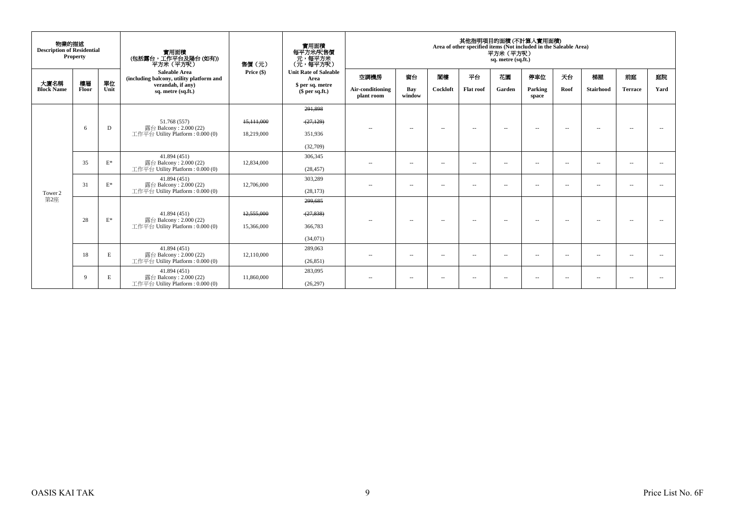| 物業的描述 Description of Residential Property | | | 實用面積 (包括露台，工作平台及陽台 (如有)) 平方米（平方呎） | 售價（元） | 實用面積 每平方米/呎售價 元，每平方米 （元，每平方呎） | 其他指明項目的面積 (不計算入實用面積) Area of other specified items (Not included in the Saleable Area) 平方米（平方呎） sq. metre (sq.ft.) | | | | | | | | | |
|---|---|---|---|---|---|---|---|---|---|---|---|---|---|---|---|
| 大廈名稱 Block Name | 樓層 Floor | 單位 Unit | Saleable Area (including balcony, utility platform and verandah, if any) sq. metre (sq.ft.) | Price ($) | Unit Rate of Saleable Area $ per sq. metre ($ per sq.ft.) | 空調機房 Air-conditioning plant room | 窗台 Bay window | 閣樓 Cockloft | 平台 Flat roof | 花園 Garden | 停車位 Parking space | 天台 Roof | 梯屋 Stairhood | 前庭 Terrace | 庭院 Yard |
| Tower 2 第2座 | 6 | D | 51.768 (557) 露台 Balcony : 2.000 (22) 工作平台 Utility Platform : 0.000 (0) | ~~15,111,000~~ 18,219,000 | ~~291,898~~ ~~(27,129)~~ 351,936 (32,709) | -- | -- | -- | -- | -- | -- | -- | -- | -- | -- |
| | 35 | E* | 41.894 (451) 露台 Balcony : 2.000 (22) 工作平台 Utility Platform : 0.000 (0) | 12,834,000 | 306,345 (28,457) | -- | -- | -- | -- | -- | -- | -- | -- | -- | -- |
| | 31 | E* | 41.894 (451) 露台 Balcony : 2.000 (22) 工作平台 Utility Platform : 0.000 (0) | 12,706,000 | 303,289 (28,173) | -- | -- | -- | -- | -- | -- | -- | -- | -- | -- |
| | 28 | E* | 41.894 (451) 露台 Balcony : 2.000 (22) 工作平台 Utility Platform : 0.000 (0) | ~~12,555,000~~ 15,366,000 | ~~299,685~~ ~~(27,838)~~ 366,783 (34,071) | -- | -- | -- | -- | -- | -- | -- | -- | -- | -- |
| | 18 | E | 41.894 (451) 露台 Balcony : 2.000 (22) 工作平台 Utility Platform : 0.000 (0) | 12,110,000 | 289,063 (26,851) | -- | -- | -- | -- | -- | -- | -- | -- | -- | -- |
| | 9 | E | 41.894 (451) 露台 Balcony : 2.000 (22) 工作平台 Utility Platform : 0.000 (0) | 11,860,000 | 283,095 (26,297) | -- | -- | -- | -- | -- | -- | -- | -- | -- | -- |

OASIS KAI TAK

Price List No. 6F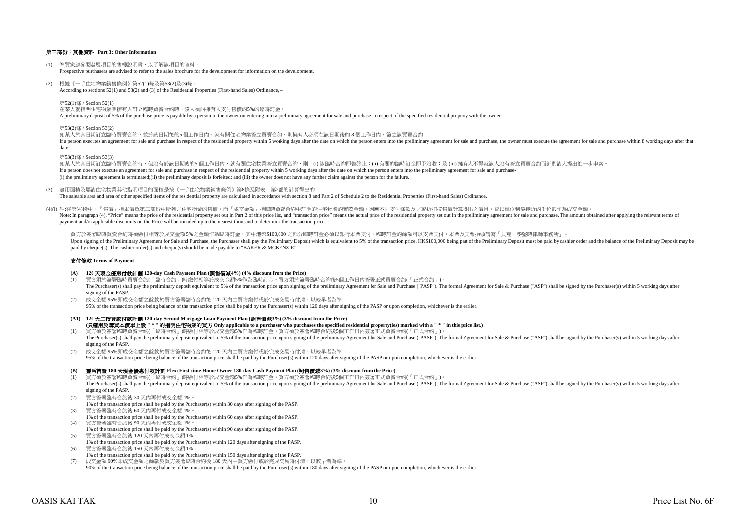# 第三部份：其他資料 Part 3: Other Information

(1) 準買家應參閱發展項目的售樓說明書，以了解該項目的資料。
Prospective purchasers are advised to refer to the sales brochure for the development for information on the development.

(2) 根據《一手住宅物業銷售條例》第52(1)條及第53(2)及(3)條， -
According to sections 52(1) and 53(2) and (3) of the Residential Properties (First-hand Sales) Ordinance, –

第52(1)條 / Section 52(1)
在某人就指明住宅物業與擁有人訂立臨時買賣合約時，該人須向擁有人支付售價的5%的臨時訂金。
A preliminary deposit of 5% of the purchase price is payable by a person to the owner on entering into a preliminary agreement for sale and purchase in respect of the specified residential property with the owner.

第53(2)條 / Section 53(2)
如某人於某日期訂立臨時買賣合約，並於該日期後的5 個工作日內，就有關住宅物業簽立買賣合約，則擁有人必須在該日期後的 8 個工作日內，簽立該買賣合約。
If a person executes an agreement for sale and purchase in respect of the residential property within 5 working days after the date on which the person enters into the preliminary agreement for sale and purchase, the owner must execute the agreement for sale and purchase within 8 working days after that date.

第53(3)條 / Section 53(3)
如某人於某日期訂立臨時買賣合約時，但沒有於該日期後的5 個工作日內，就有關住宅物業簽立買賣合約，則 – (i) 該臨時合約即告終止；(ii) 有關的臨時訂金即予沒收；及 (iii) 擁有人不得就該人沒有簽立買賣合約而針對該人提出進一步申索。
If a person does not execute an agreement for sale and purchase in respect of the residential property within 5 working days after the date on which the person enters into the preliminary agreement for sale and purchase-
(i) the preliminary agreement is terminated;(ii) the preliminary deposit is forfeited; and (iii) the owner does not have any further claim against the person for the failure.

(3) 實用面積及屬該住宅物業其他指明項目的面積是按《一手住宅物業銷售條例》第8條及附表二第2部的計算得出的。
The saleable area and area of other specified items of the residential property are calculated in accordance with section 8 and Part 2 of Schedule 2 to the Residential Properties (First-hand Sales) Ordinance.

(4)(i) 註:在第(4)段中，『售價』指本價單第二部份中所列之住宅物業的售價，而『成交金額』指臨時買賣合約中訂明的住宅物業的實際金額。因應不同支付條款及／或折扣按售價計算得出之價目，皆以進位到最接近的千位數作為成交金額。
Note: In paragraph (4), "Price" means the price of the residential property set out in Part 2 of this price list, and "transaction price" means the actual price of the residential property set out in the preliminary agreement for sale and purchase. The amount obtained after applying the relevant terms of payment and/or applicable discounts on the Price will be rounded up to the nearest thousand to determine the transaction price.

買方於簽署臨時買賣合約時須繳付相等於成交金額 5%之金額作為臨時訂金，其中港幣$100,000 之部分臨時訂金必須以銀行本票支付，臨時訂金的餘額可以支票支付，本票及支票抬頭請寫「貝克．麥堅時律師事務所」。
Upon signing of the Preliminary Agreement for Sale and Purchase, the Purchaser shall pay the Preliminary Deposit which is equivalent to 5% of the transaction price. HK$100,000 being part of the Preliminary Deposit must be paid by cashier order and the balance of the Preliminary Deposit may be paid by cheque(s). The cashier order(s) and cheque(s) should be made payable to "BAKER & MCKENZIE".

**支付條款 Terms of Payment**

**(A) 120 天現金優惠付款計劃 120-day Cash Payment Plan (照售價減4%) (4% discount from the Price)**

(1) 買方須於簽署臨時買賣合約(「臨時合約」)時繳付相等於成交金額5%作為臨時訂金。買方須於簽署臨時合約後5個工作日內簽署正式買賣合約(「正式合約」)。
The Purchaser(s) shall pay the preliminary deposit equivalent to 5% of the transaction price upon signing of the preliminary Agreement for Sale and Purchase ("PASP"). The formal Agreement for Sale & Purchase ("ASP") shall be signed by the Purchaser(s) within 5 working days after signing of the PASP.

(2) 成交金額 95%即成交金額之餘款於買方簽署臨時合約後 120 天內由買方繳付或於完成交易時付清，以較早者為準。
95% of the transaction price being balance of the transaction price shall be paid by the Purchaser(s) within 120 days after signing of the PASP or upon completion, whichever is the earlier.

**(A1) 120 天二按貸款付款計劃 120-day Second Mortgage Loan Payment Plan (照售價減3%) (3% discount from the Price)**
**(只適用於購買本價單上設 " * " 的指明住宅物業的買方 Only applicable to a purchaser who purchases the specified residential property(ies) marked with a " * " in this price list.)**

(1) 買方須於簽署臨時買賣合約(「臨時合約」)時繳付相等於成交金額5%作為臨時訂金。買方須於簽署臨時合約後5個工作日內簽署正式買賣合約(「正式合約」)。
The Purchaser(s) shall pay the preliminary deposit equivalent to 5% of the transaction price upon signing of the preliminary Agreement for Sale and Purchase ("PASP"). The formal Agreement for Sale & Purchase ("ASP") shall be signed by the Purchaser(s) within 5 working days after signing of the PASP.

(2) 成交金額 95%即成交金額之餘款於買方簽署臨時合約後 120 天內由買方繳付或於完成交易時付清，以較早者為準。
95% of the transaction price being balance of the transaction price shall be paid by the Purchaser(s) within 120 days after signing of the PASP or upon completion, whichever is the earlier.

**(B) 靈活首置 180 天現金優惠付款計劃 Flexi First-time Home Owner 180-day Cash Payment Plan (照售價減3%) (3% discount from the Price)**

(1) 買方須於簽署臨時買賣合約(「臨時合約」)時繳付相等於成交金額5%作為臨時訂金。買方須於簽署臨時合約後5個工作日內簽署正式買賣合約(「正式合約」)。
The Purchaser(s) shall pay the preliminary deposit equivalent to 5% of the transaction price upon signing of the preliminary Agreement for Sale and Purchase ("PASP"). The formal Agreement for Sale & Purchase ("ASP") shall be signed by the Purchaser(s) within 5 working days after signing of the PASP.

(2) 買方簽署臨時合約後 30 天內再付成交金額 1%。
1% of the transaction price shall be paid by the Purchaser(s) within 30 days after signing of the PASP.

(3) 買方簽署臨時合約後 60 天內再付成交金額 1%。
1% of the transaction price shall be paid by the Purchaser(s) within 60 days after signing of the PASP.

(4) 買方簽署臨時合約後 90 天內再付成交金額 1%。
1% of the transaction price shall be paid by the Purchaser(s) within 90 days after signing of the PASP.

(5) 買方簽署臨時合約後 120 天內再付成交金額 1%。
1% of the transaction price shall be paid by the Purchaser(s) within 120 days after signing of the PASP.

(6) 買方簽署臨時合約後 150 天內再付成交金額 1%。
1% of the transaction price shall be paid by the Purchaser(s) within 150 days after signing of the PASP.

(7) 成交金額 90%即成交金額之餘款於買方簽署臨時合約後 180 天內由買方繳付或於完成交易時付清，以較早者為準。
90% of the transaction price being balance of the transaction price shall be paid by the Purchaser(s) within 180 days after signing of the PASP or upon completion, whichever is the earlier.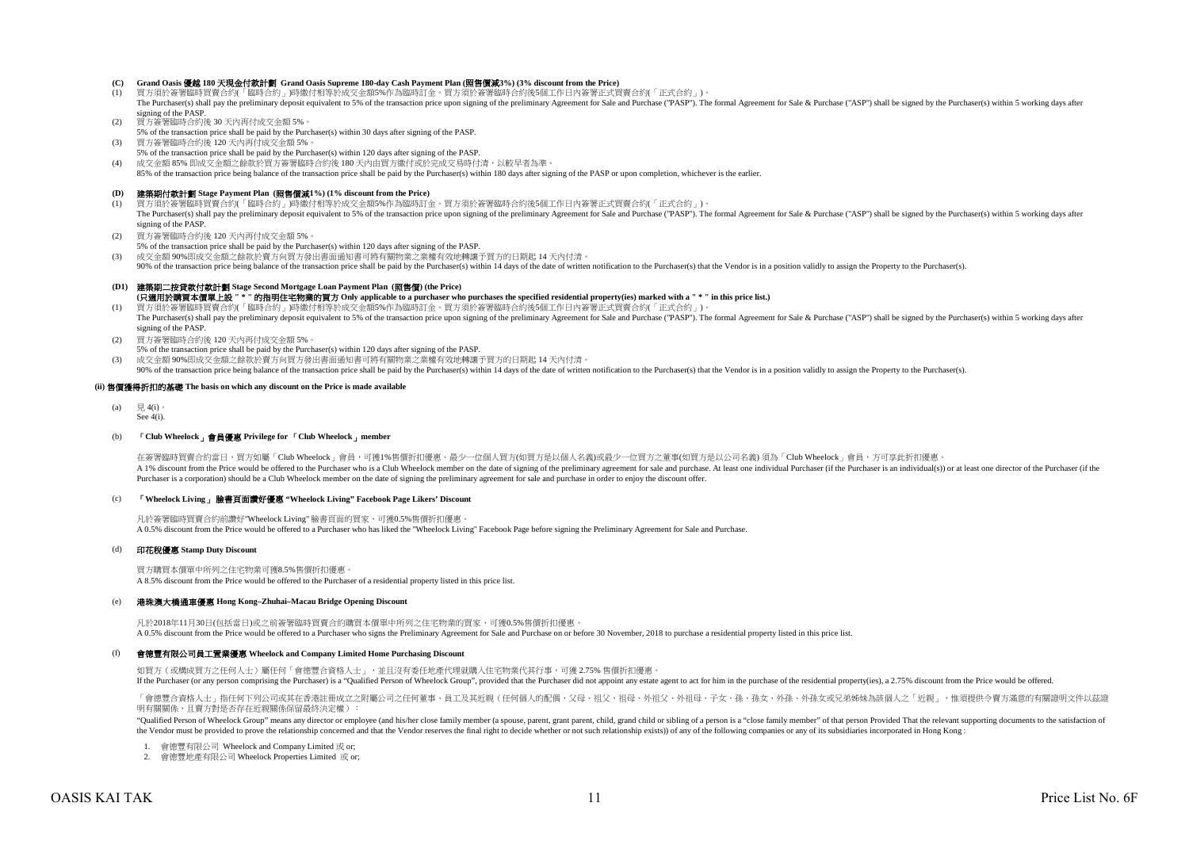**(C) Grand Oasis 優越 180 天現金付款計劃 Grand Oasis Supreme 180-day Cash Payment Plan (照售價減3%) (3% discount from the Price)**

(1) 買方須於簽署臨時買賣合約(「臨時合約」)時繳付相等於成交金額5%作為臨時訂金。買方須於簽署臨時合約後5個工作日內簽署正式買賣合約(「正式合約」)。
The Purchaser(s) shall pay the preliminary deposit equivalent to 5% of the transaction price upon signing of the preliminary Agreement for Sale and Purchase ("PASP"). The formal Agreement for Sale & Purchase ("ASP") shall be signed by the Purchaser(s) within 5 working days after signing of the PASP.

(2) 買方簽署臨時合約後 30 天內再付成交金額 5%。
5% of the transaction price shall be paid by the Purchaser(s) within 30 days after signing of the PASP.

(3) 買方簽署臨時合約後 120 天內再付成交金額 5%。
5% of the transaction price shall be paid by the Purchaser(s) within 120 days after signing of the PASP.

(4) 成交金額 85% 即成交金額之餘款於買方簽署臨時合約後 180 天內由買方繳付或於完成交易時付清，以較早者為準。
85% of the transaction price being balance of the transaction price shall be paid by the Purchaser(s) within 180 days after signing of the PASP or upon completion, whichever is the earlier.

**(D) 建築期付款計劃 Stage Payment Plan (照售價減1%) (1% discount from the Price)**

(1) 買方須於簽署臨時買賣合約(「臨時合約」)時繳付相等於成交金額5%作為臨時訂金。買方須於簽署臨時合約後5個工作日內簽署正式買賣合約(「正式合約」)。
The Purchaser(s) shall pay the preliminary deposit equivalent to 5% of the transaction price upon signing of the preliminary Agreement for Sale and Purchase ("PASP"). The formal Agreement for Sale & Purchase ("ASP") shall be signed by the Purchaser(s) within 5 working days after signing of the PASP.

(2) 買方簽署臨時合約後 120 天內再付成交金額 5%。
5% of the transaction price shall be paid by the Purchaser(s) within 120 days after signing of the PASP.

(3) 成交金額 90%即成交金額之餘款於賣方向買方發出書面通知書可將有關物業之業權有效地轉讓予買方的日期起 14 天內付清。
90% of the transaction price being balance of the transaction price shall be paid by the Purchaser(s) within 14 days of the date of written notification to the Purchaser(s) that the Vendor is in a position validly to assign the Property to the Purchaser(s).

**(D1) 建築期二按貸款付款計劃 Stage Second Mortgage Loan Payment Plan (照售價) (the Price)**
**(只適用於購買本價單上設 " * " 的指明住宅物業的買方 Only applicable to a purchaser who purchases the specified residential property(ies) marked with a " * " in this price list.)**

(1) 買方須於簽署臨時買賣合約(「臨時合約」)時繳付相等於成交金額5%作為臨時訂金。買方須於簽署臨時合約後5個工作日內簽署正式買賣合約(「正式合約」)。
The Purchaser(s) shall pay the preliminary deposit equivalent to 5% of the transaction price upon signing of the preliminary Agreement for Sale and Purchase ("PASP"). The formal Agreement for Sale & Purchase ("ASP") shall be signed by the Purchaser(s) within 5 working days after signing of the PASP.

(2) 買方簽署臨時合約後 120 天內再付成交金額 5%。
5% of the transaction price shall be paid by the Purchaser(s) within 120 days after signing of the PASP.

(3) 成交金額 90%即成交金額之餘款於賣方向買方發出書面通知書可將有關物業之業權有效地轉讓予買方的日期起 14 天內付清。
90% of the transaction price being balance of the transaction price shall be paid by the Purchaser(s) within 14 days of the date of written notification to the Purchaser(s) that the Vendor is in a position validly to assign the Property to the Purchaser(s).

**(ii) 售價獲得折扣的基礎 The basis on which any discount on the Price is made available**

(a) 見 4(i)。
See 4(i).

(b) **「Club Wheelock」會員優惠 Privilege for 「Club Wheelock」member**

在簽署臨時買賣合約當日，買方如屬「Club Wheelock」會員，可獲1%售價折扣優惠。最少一位個人買方(如買方是以個人名義)或最少一位買方之董事(如買方是以公司名義) 須為「Club Wheelock」會員，方可享此折扣優惠。
A 1% discount from the Price would be offered to the Purchaser who is a Club Wheelock member on the date of signing of the preliminary agreement for sale and purchase. At least one individual Purchaser (if the Purchaser is an individual(s)) or at least one director of the Purchaser (if the Purchaser is a corporation) should be a Club Wheelock member on the date of signing the preliminary agreement for sale and purchase in order to enjoy the discount offer.

(c) **「Wheelock Living」 臉書頁面讚好優惠 "Wheelock Living" Facebook Page Likers' Discount**

凡於簽署臨時買賣合約前讚好"Wheelock Living" 臉書頁面的買家，可獲0.5%售價折扣優惠。
A 0.5% discount from the Price would be offered to a Purchaser who has liked the "Wheelock Living" Facebook Page before signing the Preliminary Agreement for Sale and Purchase.

(d) **印花稅優惠 Stamp Duty Discount**

買方購買本價單中所列之住宅物業可獲8.5%售價折扣優惠。
A 8.5% discount from the Price would be offered to the Purchaser of a residential property listed in this price list.

(e) **港珠澳大橋通車優惠 Hong Kong–Zhuhai–Macau Bridge Opening Discount**

凡於2018年11月30日(包括當日)或之前簽署臨時買賣合約購買本價單中所列之住宅物業的買家，可獲0.5%售價折扣優惠。
A 0.5% discount from the Price would be offered to a Purchaser who signs the Preliminary Agreement for Sale and Purchase on or before 30 November, 2018 to purchase a residential property listed in this price list.

(f) **會德豐有限公司員工置業優惠 Wheelock and Company Limited Home Purchasing Discount**

如買方（或構成買方之任何人士）屬任何「會德豐合資格人士」，並且沒有委任地產代理就購入住宅物業代其行事，可獲 2.75% 售價折扣優惠。
If the Purchaser (or any person comprising the Purchaser) is a "Qualified Person of Wheelock Group", provided that the Purchaser did not appoint any estate agent to act for him in the purchase of the residential property(ies), a 2.75% discount from the Price would be offered.

「會德豐合資格人士」指任何下列公司或其在香港註冊成立之附屬公司之任何董事、員工及其近親（任何個人的配偶、父母、祖父、祖母、外祖父、外祖母、子女、孫、孫女、外孫、外孫女或兄弟姊妹為該個人之「近親」，惟須提供令賣方滿意的有關證明文件以茲證明有關關係，且賣方對是否存在近親關係保留最終決定權）：
"Qualified Person of Wheelock Group" means any director or employee (and his/her close family member (a spouse, parent, grant parent, child, grand child or sibling of a person is a "close family member" of that person Provided That the relevant supporting documents to the satisfaction of the Vendor must be provided to prove the relationship concerned and that the Vendor reserves the final right to decide whether or not such relationship exists)) of any of the following companies or any of its subsidiaries incorporated in Hong Kong :

1. 會德豐有限公司 Wheelock and Company Limited 或 or;
2. 會德豐地產有限公司 Wheelock Properties Limited 或 or;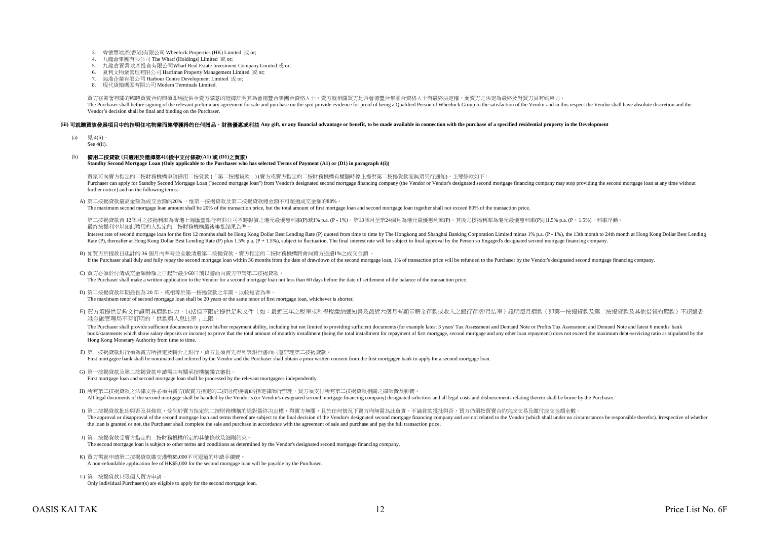3. 會德豐地產(香港)有限公司 Wheelock Properties (HK) Limited 或 or;
4. 九龍倉集團有限公司 The Wharf (Holdings) Limited 或 or;
5. 九龍倉置業地產投資有限公司Wharf Real Estate Investment Company Limited 或 or;
6. 夏利文物業管理有限公司 Harriman Property Management Limited 或 or;
7. 海港企業有限公司 Harbour Centre Development Limited 或 or;
8. 現代貨箱碼頭有限公司 Modern Terminals Limited.

買方在簽署有關的臨時買賣合約前須即場提供令賣方滿意的證據証明其為會德豐合集團合資格人士，賣方就相關買方是否會德豐合集團合資格人士有最終決定權，而賣方之決定為最終及對買方具有約束力。
The Purchaser shall before signing of the relevant preliminary agreement for sale and purchase on the spot provide evidence for proof of being a Qualified Person of Wheelock Group to the satisfaction of the Vendor and in this respect the Vendor shall have absolute discretion and the Vendor's decision shall be final and binding on the Purchaser.

**(iii) 可就購買該發展項目中的指明住宅物業而連帶獲得的任何贈品、財務優惠或利益 Any gift, or any financial advantage or benefit, to be made available in connection with the purchase of a specified residential property in the Development**

(a) 見 4(ii)。
See 4(ii).

(b) **備用二按貸款 (只適用於選擇第4(i)段中支付條款(A1) 或 (D1)之買家)**
**Standby Second Mortgage Loan (Only applicable to the Purchaser who has selected Terms of Payment (A1) or (D1) in paragraph 4(i))**

買家可向賣方指定的二按財務機構申請備用二按貸款 (「第二按揭貸款」) (賣方或賣方指定的二按財務機構有權隨時停止提供第二按揭貸款而無須另行通知)，主要條款如下：
Purchaser can apply for Standby Second Mortgage Loan ("second mortgage loan") from Vendor's designated second mortgage financing company (the Vendor or Vendor's designated second mortgage financing company may stop providing the second mortgage loan at any time without further notice) and on the following terms:-

A) 第二按揭貸款最高金額為成交金額的20% ，惟第一按揭貸款及第二按揭貸款總金額不可超過成交金額的80%。
The maximum second mortgage loan amount shall be 20% of the transaction price, but the total amount of first mortgage loan and second mortgage loan together shall not exceed 80% of the transaction price.

第二按揭貸款首 12個月之按揭利率為香港上海滙豐銀行有限公司不時報價之港元最優惠利率(P)減1% p.a. (P - 1%)，第13個月至第24個月為港元最優惠利率(P)，其後之按揭利率為港元最優惠利率(P)加1.5% p.a. (P + 1.5%)，利率浮動。最終按揭利率以如此聘用的人指定的二按財務機構最後審批結果為準。
Interest rate of second mortgage loan for the first 12 months shall be Hong Kong Dollar Best Lending Rate (P) quoted from time to time by The Hongkong and Shanghai Banking Corporation Limited minus 1% p.a. (P - 1%), the 13th month to 24th month at Hong Kong Dollar Best Lending Rate (P), thereafter at Hong Kong Dollar Best Lending Rate (P) plus 1.5% p.a. (P + 1.5%), subject to fluctuation. The final interest rate will be subject to final approval by the Person so Engaged's designated second mortgage financing company.

B) 如買方於提款日起計的 36 個月內準時並全數清還第二按揭貸款，賣方指定的二按財務機構將會向買方退還1%之成交金額 。
If the Purchaser shall duly and fully repay the second mortgage loan within 36 months from the date of drawdown of the second mortgage loan, 1% of transaction price will be refunded to the Purchaser by the Vendor's designated second mortgage financing company.

C) 買方必須於付清成交金額餘額之日起計最少60日前以書面向賣方申請第二按揭貸款。
The Purchaser shall make a written application to the Vendor for a second mortgage loan not less than 60 days before the date of settlement of the balance of the transaction price.

D) 第二按揭貸款年期最長為 20 年，或相等於第一按揭貸款之年期，以較短者為準。
The maximum tenor of second mortgage loan shall be 20 years or the same tenor of first mortgage loan, whichever is shorter.

E) 買方須提供足夠文件證明其還款能力，包括但不限於提供足夠文件（如：最近三年之稅單或利得稅繳納通知書及最近六個月有顯示薪金存款或收入之銀行存摺/月結單）證明每月還款（即第一按揭貸款及第二按揭貸款及其他借貸的還款）不超過香港金融管理局不時訂明的「供款與入息比率」上限。
The Purchaser shall provide sufficient documents to prove his/her repayment ability, including but not limited to providing sufficient documents (for example latest 3 years' Tax Assessment and Demand Note or Profits Tax Assessment and Demand Note and latest 6 months' bank book/statements which show salary deposits or income) to prove that the total amount of monthly installment (being the total installment for repayment of first mortgage, second mortgage and any other loan repayment) does not exceed the maximum debt-servicing ratio as stipulated by the Hong Kong Monetary Authority from time to time.

F) 第一按揭貸款銀行須為賣方所指定及轉介之銀行，買方並須首先得到該銀行書面同意辦理第二按揭貸款。
First mortgagee bank shall be nominated and referred by the Vendor and the Purchaser shall obtain a prior written consent from the first mortgagee bank to apply for a second mortgage loan.

G) 第一按揭貸款及第二按揭貸款申請需由有關承按機構獨立審批。
First mortgage loan and second mortgage loan shall be processed by the relevant mortgagees independently.

H) 所有第二按揭貸款之法律文件必須由賣方(或賣方指定的二按財務機構)的指定律師行辦理，買方須支付所有第二按揭貸款相關之律師費及雜費。
All legal documents of the second mortgage shall be handled by the Vendor's (or Vendor's designated second mortgage financing company) designated solicitors and all legal costs and disbursements relating thereto shall be borne by the Purchaser.

I) 第二按揭貸款批出與否及其條款，受制於賣方指定的二按財務機構的絕對最終決定權，與賣方無關，且於任何情況下賣方均無需為此負責。不論貸款獲批與否，買方仍須按買賣合約完成交易及繳付成交金額全數。
The approval or disapproval of the second mortgage loan and terms thereof are subject to the final decision of the Vendor's designated second mortgage financing company and are not related to the Vendor (which shall under no circumstances be responsible therefor). Irrespective of whether the loan is granted or not, the Purchaser shall complete the sale and purchase in accordance with the agreement of sale and purchase and pay the full transaction price.

J) 第二按揭貸款受賣方指定的二按財務機構所定的其他條款及細則約束。
The second mortgage loan is subject to other terms and conditions as determined by the Vendor's designated second mortgage financing company.

K) 買方需就申請第二按揭貸款繳交港幣$5,000不可退還的申請手續費。
A non-refundable application fee of HK$5,000 for the second mortgage loan will be payable by the Purchaser.

L) 第二按揭貸款只限個人買方申請。
Only individual Purchaser(s) are eligible to apply for the second mortgage loan.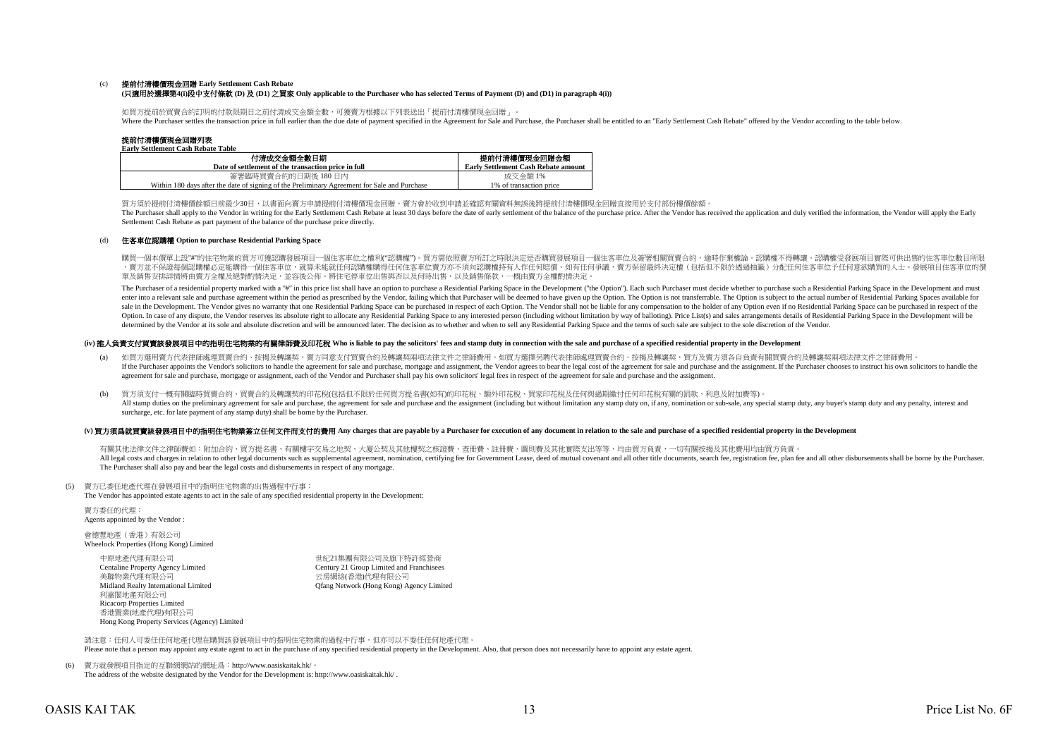(c) **提前付清樓價現金回贈 Early Settlement Cash Rebate**
**(只適用於選擇第4(i)段中支付條款 (D) 及 (D1) 之買家 Only applicable to the Purchaser who has selected Terms of Payment (D) and (D1) in paragraph 4(i))**

如買方提前於買賣合約訂明的付款限期日之前付清成交金額全數，可獲賣方根據以下列表送出「提前付清樓價現金回贈」。
Where the Purchaser settles the transaction price in full earlier than the due date of payment specified in the Agreement for Sale and Purchase, the Purchaser shall be entitled to an "Early Settlement Cash Rebate" offered by the Vendor according to the table below.

**提前付清樓價現金回贈列表**
**Early Settlement Cash Rebate Table**

| 付清成交金額全數日期<br>Date of settlement of the transaction price in full | 提前付清樓價現金回贈金額<br>Early Settlement Cash Rebate amount |
|---|---|
| 簽署臨時買賣合約的日期後 180 日內<br>Within 180 days after the date of signing of the Preliminary Agreement for Sale and Purchase | 成交金額 1%<br>1% of transaction price |

買方須於提前付清樓價餘額日前最少30日，以書面向賣方申請提前付清樓價現金回贈，賣方會於收到申請並確認有關資料無誤後將提前付清樓價現金回贈直接用於支付部份樓價餘額。
The Purchaser shall apply to the Vendor in writing for the Early Settlement Cash Rebate at least 30 days before the date of early settlement of the balance of the purchase price. After the Vendor has received the application and duly verified the information, the Vendor will apply the Early Settlement Cash Rebate as part payment of the balance of the purchase price directly.

(d) **住客車位認購權 Option to purchase Residential Parking Space**

購買一個本價單上設"#"的住宅物業的買方可獲認購發展項目一個住客車位之權利("認購權")。買方需依照賣方所訂之時限決定是否購買發展項目一個住客車位及簽署相關買賣合約，逾時作棄權論。認購權不得轉讓。認購權受發展項目實際可供出售的住客車位數目所限，賣方並不保證每個認購權必定能購得一個住客車位，就算未能就任何認購權購得任何住客車位賣方亦不須向認購權持有人作任何賠償。如有任何爭議，賣方保留最終決定權（包括但不限於透過抽籤）分配任何住客車位予任何意欲購買的人士。發展項目住客車位的價單及銷售安排詳情將由賣方全權及絕對酌情決定，並容後公佈。將住宅停車位出售與否以及何時出售，以及銷售條款，一概由賣方全權酌情決定。

The Purchaser of a residential property marked with a "#" in this price list shall have an option to purchase a Residential Parking Space in the Development ("the Option"). Each such Purchaser must decide whether to purchase such a Residential Parking Space in the Development and must enter into a relevant sale and purchase agreement within the period as prescribed by the Vendor, failing which that Purchaser will be deemed to have given up the Option. The Option is not transferrable. The Option is subject to the actual number of Residential Parking Spaces available for sale in the Development. The Vendor gives no warranty that one Residential Parking Space can be purchased in respect of each Option. The Vendor shall not be liable for any compensation to the holder of any Option even if no Residential Parking Space can be purchased in respect of the Option. In case of any dispute, the Vendor reserves its absolute right to allocate any Residential Parking Space to any interested person (including without limitation by way of balloting). Price List(s) and sales arrangements details of Residential Parking Space in the Development will be determined by the Vendor at its sole and absolute discretion and will be announced later. The decision as to whether and when to sell any Residential Parking Space and the terms of such sale are subject to the sole discretion of the Vendor.

**(iv) 誰人負責支付買賣該發展項目中的指明住宅物業的有關律師費及印花稅 Who is liable to pay the solicitors' fees and stamp duty in connection with the sale and purchase of a specified residential property in the Development**

(a) 如買方選用賣方代表律師處理買賣合約、按揭及轉讓契，賣方同意支付買賣合約及轉讓契兩項法律文件之律師費用。如買方選擇另聘代表律師處理買賣合約、按揭及轉讓契，買方及賣方須各自負責有關買賣合約及轉讓契兩項法律文件之律師費用。
If the Purchaser appoints the Vendor's solicitors to handle the agreement for sale and purchase, mortgage and assignment, the Vendor agrees to bear the legal cost of the agreement for sale and purchase and the assignment. If the Purchaser chooses to instruct his own solicitors to handle the agreement for sale and purchase, mortgage or assignment, each of the Vendor and Purchaser shall pay his own solicitors' legal fees in respect of the agreement for sale and purchase and the assignment.

(b) 買方須支付一概有關臨時買賣合約、買賣合約及轉讓契的印花稅(包括但不限於任何買方提名書(如有)的印花稅、額外印花稅、買家印花稅及任何與過期繳付任何印花稅有關的罰款、利息及附加費等)。
All stamp duties on the preliminary agreement for sale and purchase, the agreement for sale and purchase and the assignment (including but without limitation any stamp duty on, if any, nomination or sub-sale, any special stamp duty, any buyer's stamp duty and any penalty, interest and surcharge, etc. for late payment of any stamp duty) shall be borne by the Purchaser.

**(v) 買方須爲就買賣該發展項目中的指明住宅物業簽立任何文件而支付的費用 Any charges that are payable by a Purchaser for execution of any document in relation to the sale and purchase of a specified residential property in the Development**

有關其他法律文件之律師費如：附加合約、買方提名書、有關樓宇交易之地契、大廈公契及其他樓契之核證費、查冊費、註冊費、圖則費及其他實際支出等等，均由買方負責，一切有關按揭及其他費用均由買方負責。
All legal costs and charges in relation to other legal documents such as supplemental agreement, nomination, certifying fee for Government Lease, deed of mutual covenant and all other title documents, search fee, registration fee, plan fee and all other disbursements shall be borne by the Purchaser. The Purchaser shall also pay and bear the legal costs and disbursements in respect of any mortgage.

(5) 賣方已委任地產代理在發展項目中的指明住宅物業的出售過程中行事：
The Vendor has appointed estate agents to act in the sale of any specified residential property in the Development:

賣方委任的代理：
Agents appointed by the Vendor :

會德豐地產（香港）有限公司
Wheelock Properties (Hong Kong) Limited

中原地產代理有限公司
Centaline Property Agency Limited
美聯物業代理有限公司
Midland Realty International Limited
利嘉閣地產有限公司
Ricacorp Properties Limited
香港置業(地產代理)有限公司
Hong Kong Property Services (Agency) Limited
世紀21集團有限公司及旗下特許經營商
Century 21 Group Limited and Franchisees
云房網絡(香港)代理有限公司
Qfang Network (Hong Kong) Agency Limited

請注意：任何人可委任任何地產代理在購買該發展項目中的指明住宅物業的過程中行事，但亦可以不委任任何地產代理。
Please note that a person may appoint any estate agent to act in the purchase of any specified residential property in the Development. Also, that person does not necessarily have to appoint any estate agent.

(6) 賣方就發展項目指定的互聯網網站的網址爲：http://www.oasiskaitak.hk/。
The address of the website designated by the Vendor for the Development is: http://www.oasiskaitak.hk/ .